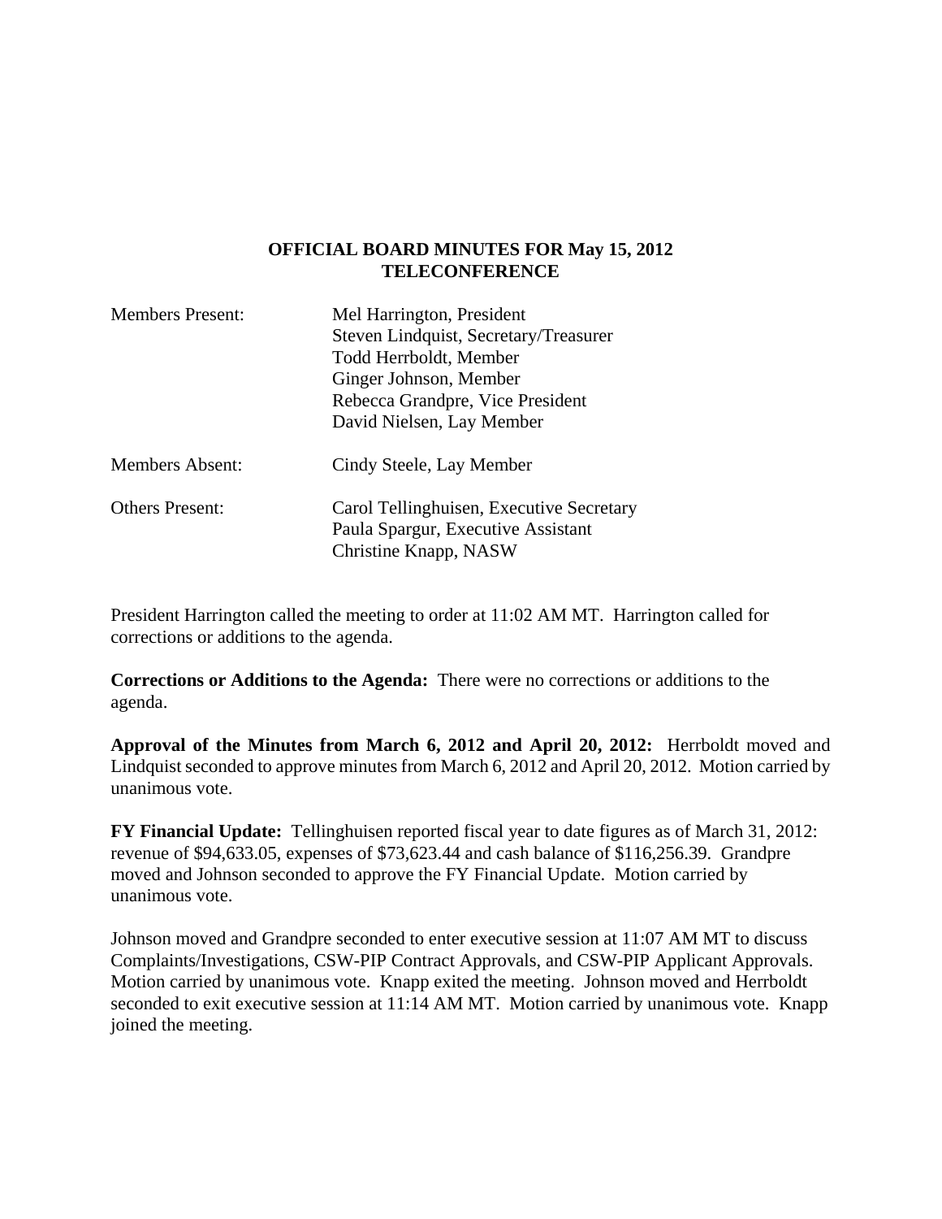# OFFICIAL BOARD MINUTES FOR May 15, 2012
## TELECONFERENCE

| | |
|---|---|
| Members Present: | Mel Harrington, President<br>Steven Lindquist, Secretary/Treasurer<br>Todd Herrboldt, Member<br>Ginger Johnson, Member<br>Rebecca Grandpre, Vice President<br>David Nielsen, Lay Member |
| Members Absent: | Cindy Steele, Lay Member |
| Others Present: | Carol Tellinghuisen, Executive Secretary<br>Paula Spargur, Executive Assistant<br>Christine Knapp, NASW |

President Harrington called the meeting to order at 11:02 AM MT. Harrington called for corrections or additions to the agenda.

**Corrections or Additions to the Agenda:** There were no corrections or additions to the agenda.

**Approval of the Minutes from March 6, 2012 and April 20, 2012:** Herrboldt moved and Lindquist seconded to approve minutes from March 6, 2012 and April 20, 2012. Motion carried by unanimous vote.

**FY Financial Update:** Tellinghuisen reported fiscal year to date figures as of March 31, 2012: revenue of $94,633.05, expenses of $73,623.44 and cash balance of $116,256.39. Grandpre moved and Johnson seconded to approve the FY Financial Update. Motion carried by unanimous vote.

Johnson moved and Grandpre seconded to enter executive session at 11:07 AM MT to discuss Complaints/Investigations, CSW-PIP Contract Approvals, and CSW-PIP Applicant Approvals. Motion carried by unanimous vote. Knapp exited the meeting. Johnson moved and Herrboldt seconded to exit executive session at 11:14 AM MT. Motion carried by unanimous vote. Knapp joined the meeting.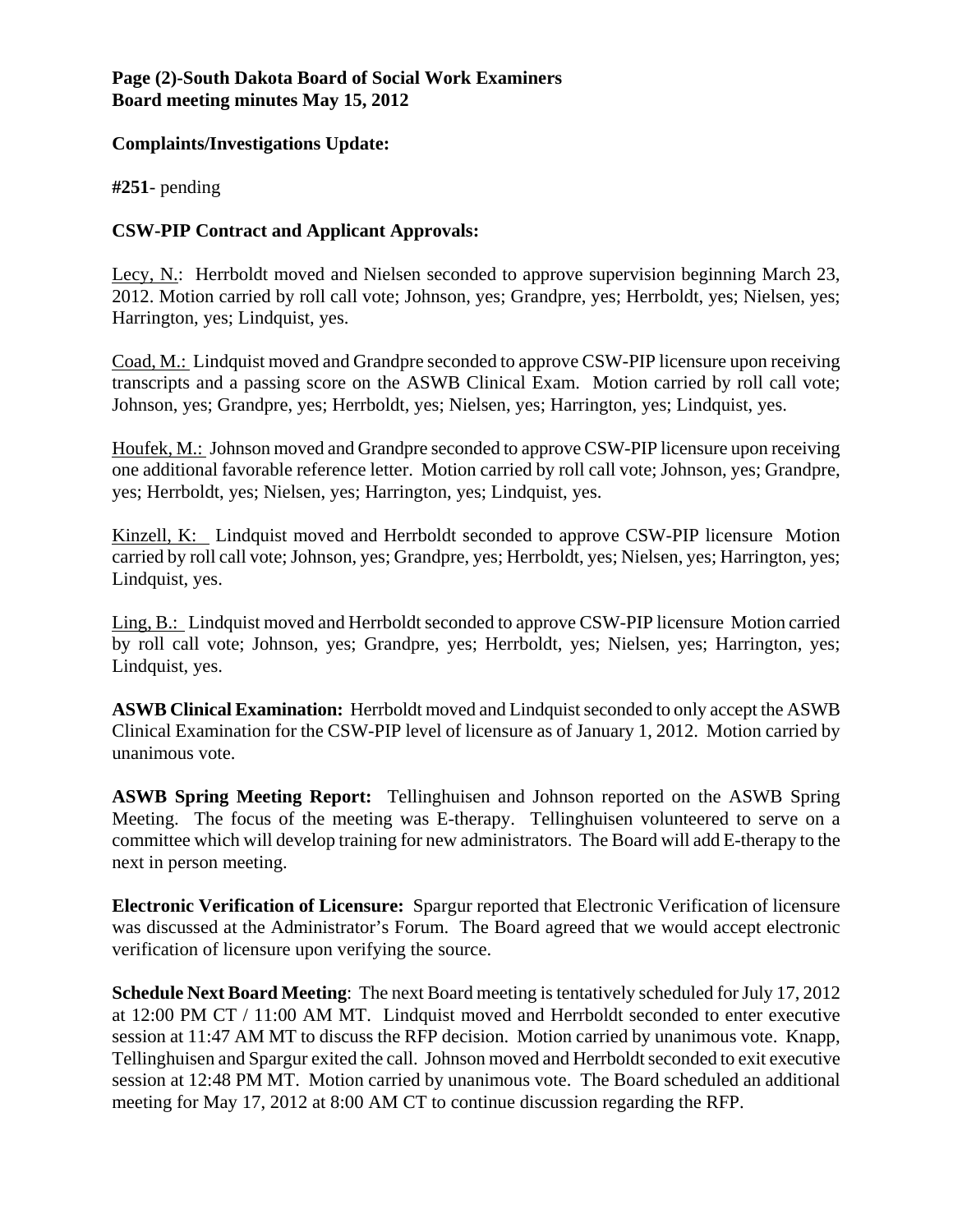## Complaints/Investigations Update:

**#251**- pending

## CSW-PIP Contract and Applicant Approvals:

Lecy, N.: Herrboldt moved and Nielsen seconded to approve supervision beginning March 23, 2012. Motion carried by roll call vote; Johnson, yes; Grandpre, yes; Herrboldt, yes; Nielsen, yes; Harrington, yes; Lindquist, yes.

Coad, M.: Lindquist moved and Grandpre seconded to approve CSW-PIP licensure upon receiving transcripts and a passing score on the ASWB Clinical Exam. Motion carried by roll call vote; Johnson, yes; Grandpre, yes; Herrboldt, yes; Nielsen, yes; Harrington, yes; Lindquist, yes.

Houfek, M.: Johnson moved and Grandpre seconded to approve CSW-PIP licensure upon receiving one additional favorable reference letter. Motion carried by roll call vote; Johnson, yes; Grandpre, yes; Herrboldt, yes; Nielsen, yes; Harrington, yes; Lindquist, yes.

Kinzell, K: Lindquist moved and Herrboldt seconded to approve CSW-PIP licensure Motion carried by roll call vote; Johnson, yes; Grandpre, yes; Herrboldt, yes; Nielsen, yes; Harrington, yes; Lindquist, yes.

Ling, B.: Lindquist moved and Herrboldt seconded to approve CSW-PIP licensure Motion carried by roll call vote; Johnson, yes; Grandpre, yes; Herrboldt, yes; Nielsen, yes; Harrington, yes; Lindquist, yes.

**ASWB Clinical Examination:** Herrboldt moved and Lindquist seconded to only accept the ASWB Clinical Examination for the CSW-PIP level of licensure as of January 1, 2012. Motion carried by unanimous vote.

**ASWB Spring Meeting Report:** Tellinghuisen and Johnson reported on the ASWB Spring Meeting. The focus of the meeting was E-therapy. Tellinghuisen volunteered to serve on a committee which will develop training for new administrators. The Board will add E-therapy to the next in person meeting.

**Electronic Verification of Licensure:** Spargur reported that Electronic Verification of licensure was discussed at the Administrator's Forum. The Board agreed that we would accept electronic verification of licensure upon verifying the source.

**Schedule Next Board Meeting**: The next Board meeting is tentatively scheduled for July 17, 2012 at 12:00 PM CT / 11:00 AM MT. Lindquist moved and Herrboldt seconded to enter executive session at 11:47 AM MT to discuss the RFP decision. Motion carried by unanimous vote. Knapp, Tellinghuisen and Spargur exited the call. Johnson moved and Herrboldt seconded to exit executive session at 12:48 PM MT. Motion carried by unanimous vote. The Board scheduled an additional meeting for May 17, 2012 at 8:00 AM CT to continue discussion regarding the RFP.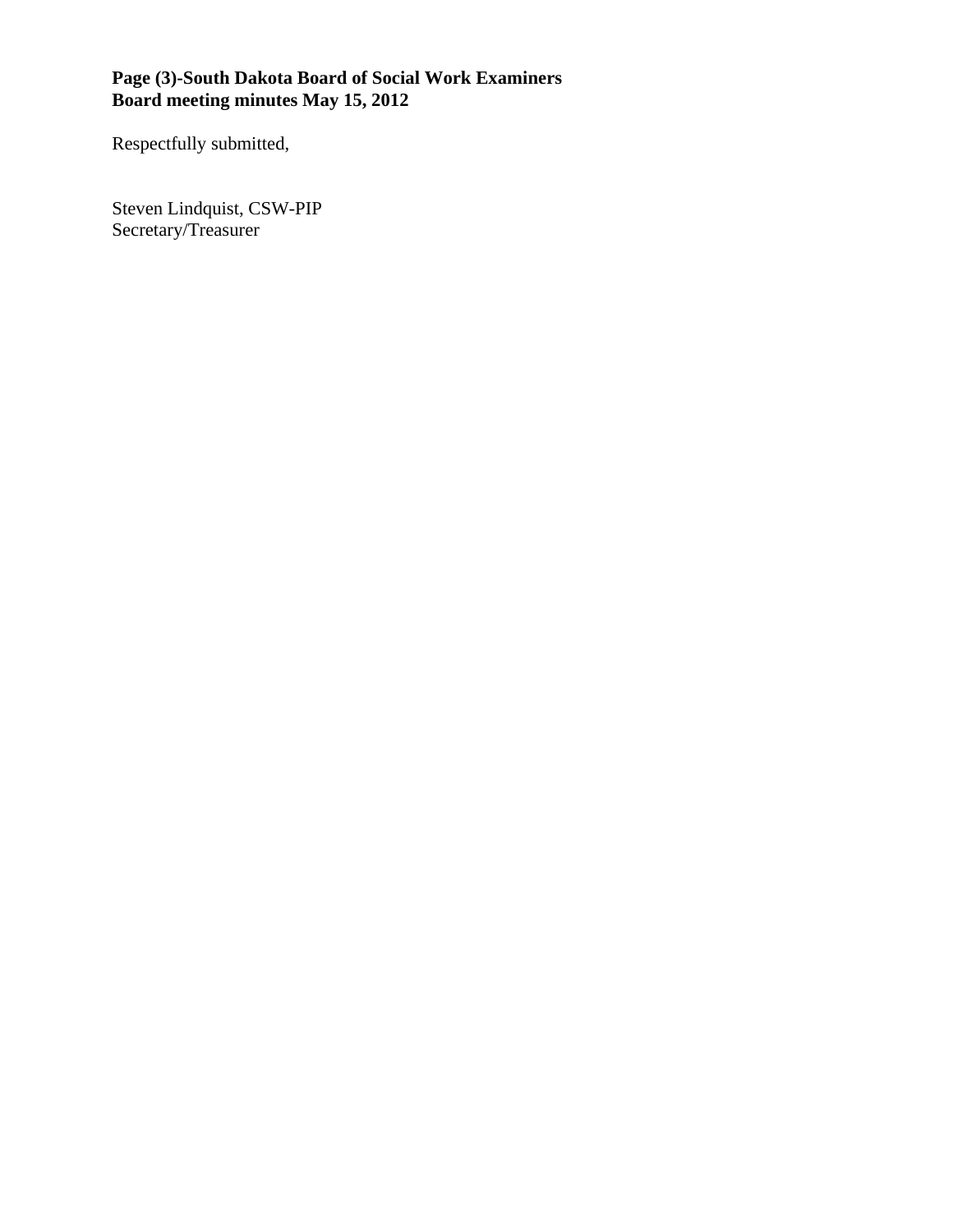Respectfully submitted,

Steven Lindquist, CSW-PIP
Secretary/Treasurer